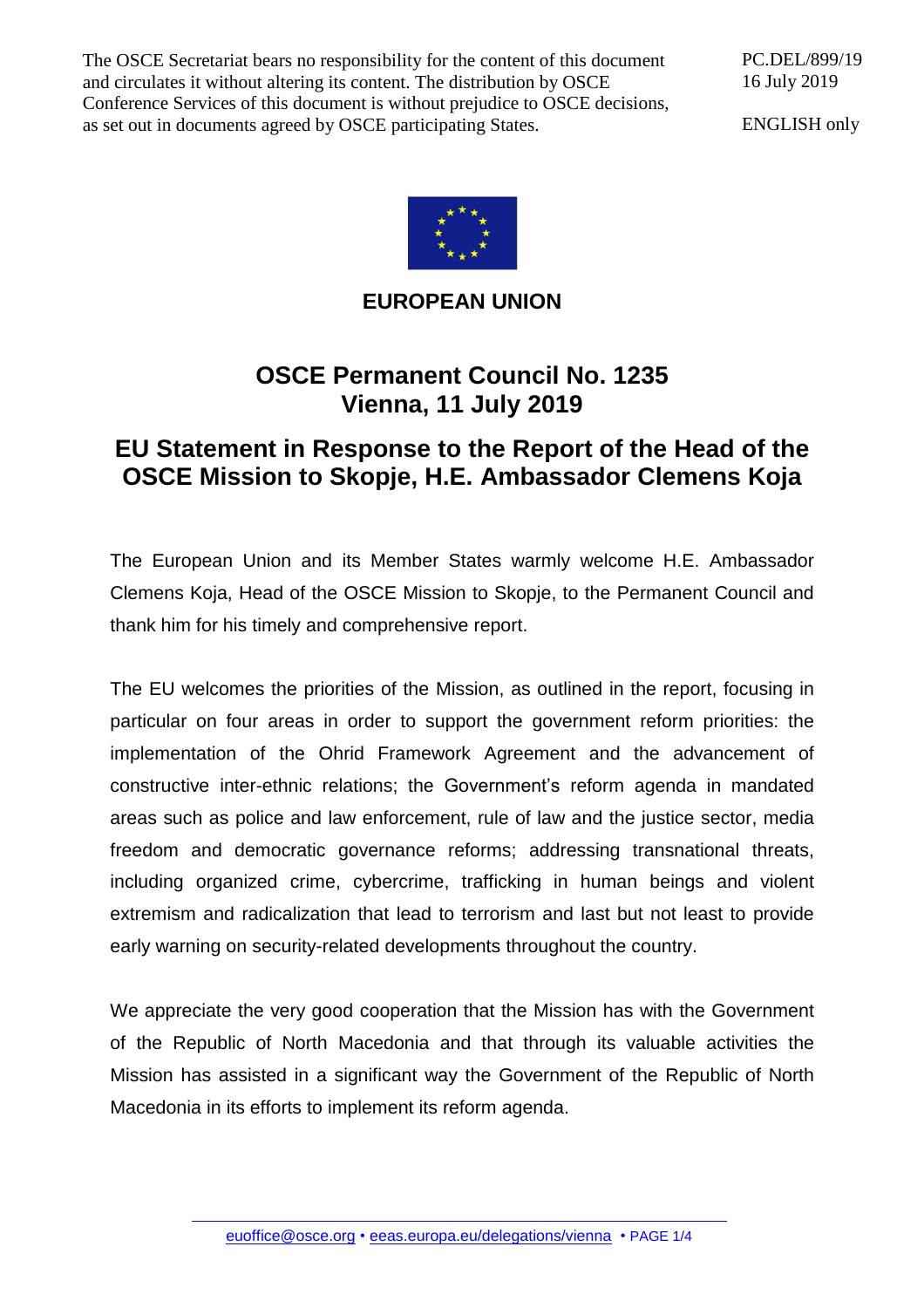The OSCE Secretariat bears no responsibility for the content of this document and circulates it without altering its content. The distribution by OSCE Conference Services of this document is without prejudice to OSCE decisions, as set out in documents agreed by OSCE participating States.

PC.DEL/899/19
16 July 2019

ENGLISH only

**EUROPEAN UNION**

# OSCE Permanent Council No. 1235
# Vienna, 11 July 2019

## EU Statement in Response to the Report of the Head of the OSCE Mission to Skopje, H.E. Ambassador Clemens Koja

The European Union and its Member States warmly welcome H.E. Ambassador Clemens Koja, Head of the OSCE Mission to Skopje, to the Permanent Council and thank him for his timely and comprehensive report.

The EU welcomes the priorities of the Mission, as outlined in the report, focusing in particular on four areas in order to support the government reform priorities: the implementation of the Ohrid Framework Agreement and the advancement of constructive inter-ethnic relations; the Government's reform agenda in mandated areas such as police and law enforcement, rule of law and the justice sector, media freedom and democratic governance reforms; addressing transnational threats, including organized crime, cybercrime, trafficking in human beings and violent extremism and radicalization that lead to terrorism and last but not least to provide early warning on security-related developments throughout the country.

We appreciate the very good cooperation that the Mission has with the Government of the Republic of North Macedonia and that through its valuable activities the Mission has assisted in a significant way the Government of the Republic of North Macedonia in its efforts to implement its reform agenda.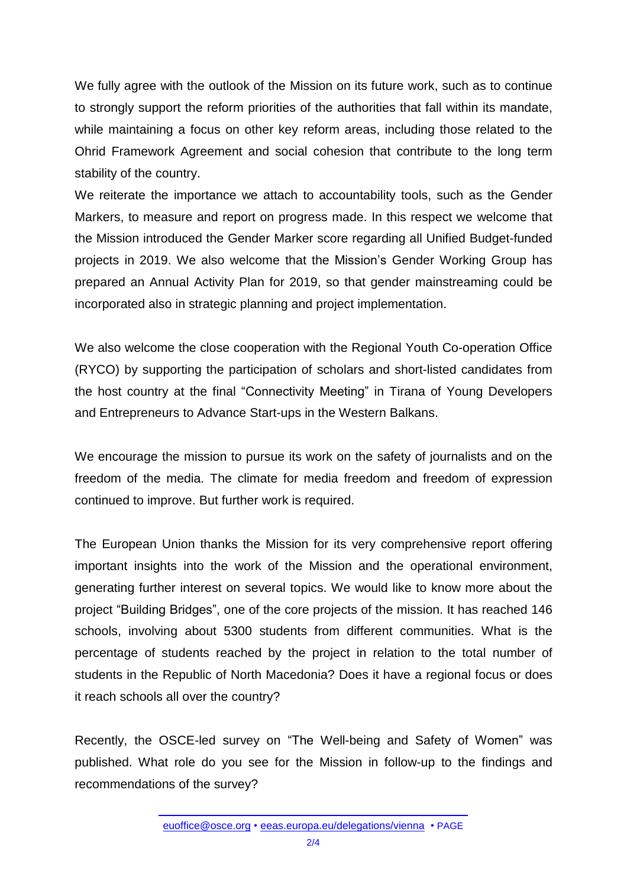We fully agree with the outlook of the Mission on its future work, such as to continue to strongly support the reform priorities of the authorities that fall within its mandate, while maintaining a focus on other key reform areas, including those related to the Ohrid Framework Agreement and social cohesion that contribute to the long term stability of the country.

We reiterate the importance we attach to accountability tools, such as the Gender Markers, to measure and report on progress made. In this respect we welcome that the Mission introduced the Gender Marker score regarding all Unified Budget-funded projects in 2019. We also welcome that the Mission's Gender Working Group has prepared an Annual Activity Plan for 2019, so that gender mainstreaming could be incorporated also in strategic planning and project implementation.

We also welcome the close cooperation with the Regional Youth Co-operation Office (RYCO) by supporting the participation of scholars and short-listed candidates from the host country at the final "Connectivity Meeting" in Tirana of Young Developers and Entrepreneurs to Advance Start-ups in the Western Balkans.

We encourage the mission to pursue its work on the safety of journalists and on the freedom of the media. The climate for media freedom and freedom of expression continued to improve. But further work is required.

The European Union thanks the Mission for its very comprehensive report offering important insights into the work of the Mission and the operational environment, generating further interest on several topics. We would like to know more about the project "Building Bridges", one of the core projects of the mission. It has reached 146 schools, involving about 5300 students from different communities. What is the percentage of students reached by the project in relation to the total number of students in the Republic of North Macedonia? Does it have a regional focus or does it reach schools all over the country?

Recently, the OSCE-led survey on "The Well-being and Safety of Women" was published. What role do you see for the Mission in follow-up to the findings and recommendations of the survey?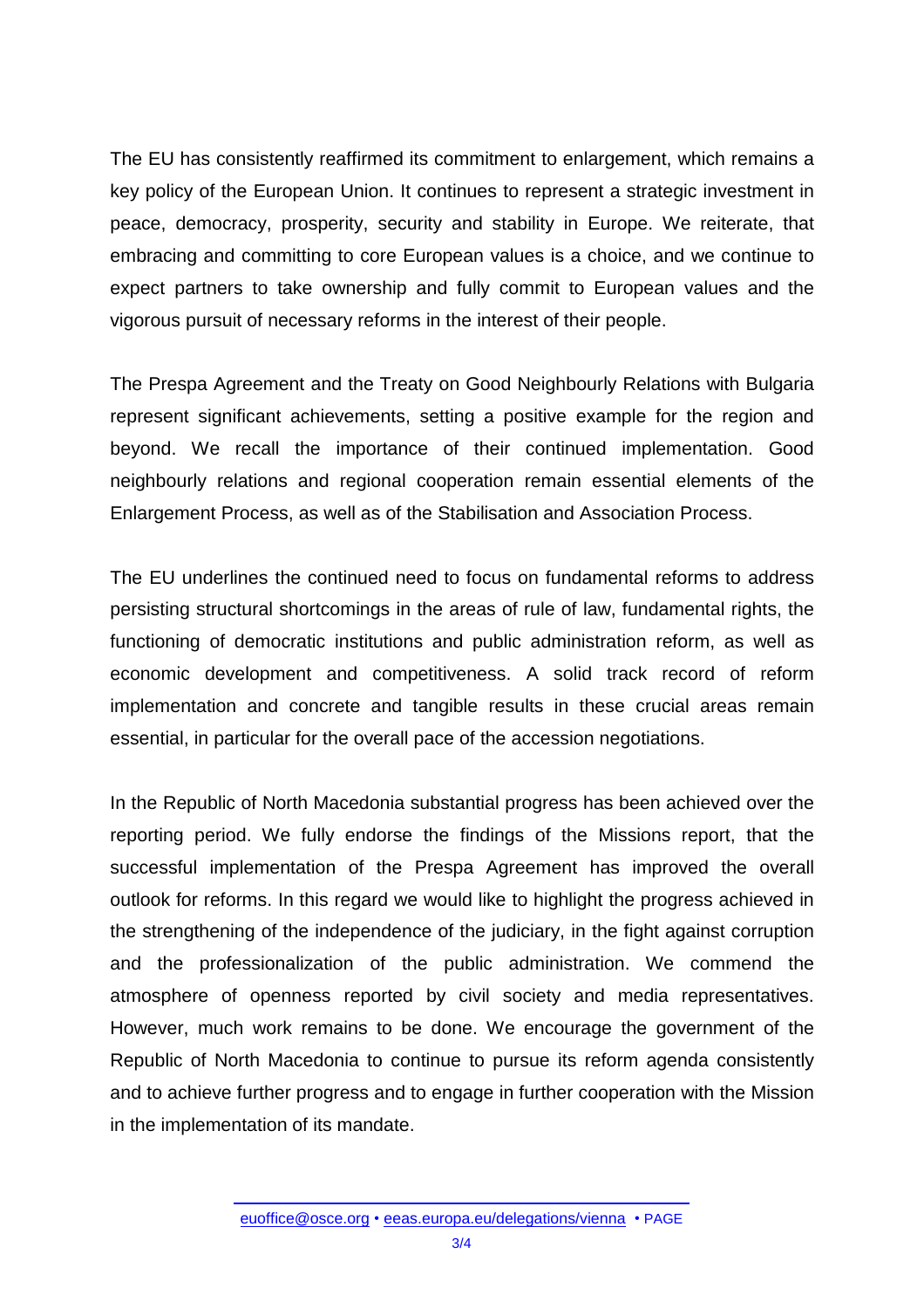The EU has consistently reaffirmed its commitment to enlargement, which remains a key policy of the European Union. It continues to represent a strategic investment in peace, democracy, prosperity, security and stability in Europe. We reiterate, that embracing and committing to core European values is a choice, and we continue to expect partners to take ownership and fully commit to European values and the vigorous pursuit of necessary reforms in the interest of their people.

The Prespa Agreement and the Treaty on Good Neighbourly Relations with Bulgaria represent significant achievements, setting a positive example for the region and beyond. We recall the importance of their continued implementation. Good neighbourly relations and regional cooperation remain essential elements of the Enlargement Process, as well as of the Stabilisation and Association Process.

The EU underlines the continued need to focus on fundamental reforms to address persisting structural shortcomings in the areas of rule of law, fundamental rights, the functioning of democratic institutions and public administration reform, as well as economic development and competitiveness. A solid track record of reform implementation and concrete and tangible results in these crucial areas remain essential, in particular for the overall pace of the accession negotiations.

In the Republic of North Macedonia substantial progress has been achieved over the reporting period. We fully endorse the findings of the Missions report, that the successful implementation of the Prespa Agreement has improved the overall outlook for reforms. In this regard we would like to highlight the progress achieved in the strengthening of the independence of the judiciary, in the fight against corruption and the professionalization of the public administration. We commend the atmosphere of openness reported by civil society and media representatives. However, much work remains to be done. We encourage the government of the Republic of North Macedonia to continue to pursue its reform agenda consistently and to achieve further progress and to engage in further cooperation with the Mission in the implementation of its mandate.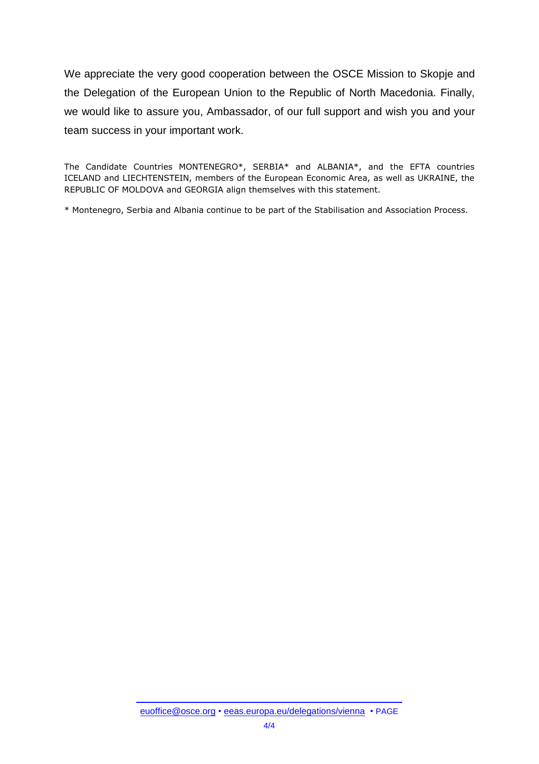We appreciate the very good cooperation between the OSCE Mission to Skopje and the Delegation of the European Union to the Republic of North Macedonia. Finally, we would like to assure you, Ambassador, of our full support and wish you and your team success in your important work.

The Candidate Countries MONTENEGRO*, SERBIA* and ALBANIA*, and the EFTA countries ICELAND and LIECHTENSTEIN, members of the European Economic Area, as well as UKRAINE, the REPUBLIC OF MOLDOVA and GEORGIA align themselves with this statement.

* Montenegro, Serbia and Albania continue to be part of the Stabilisation and Association Process.